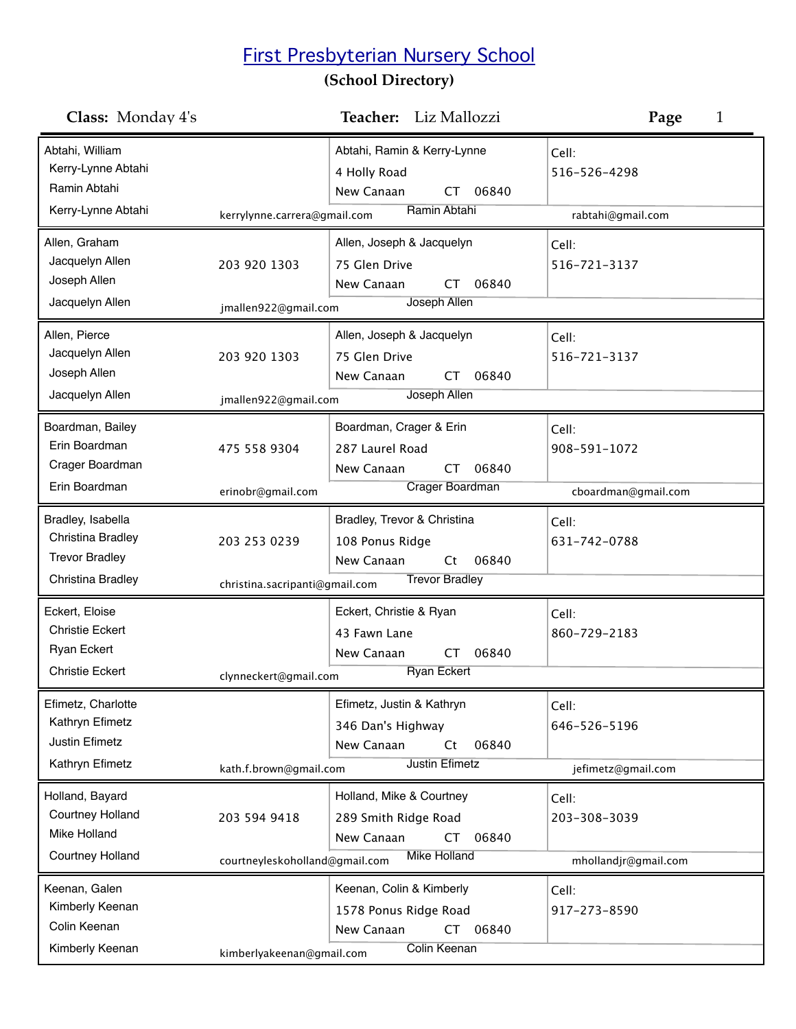# First Presbyterian Nursery School

**(School Directory)**

**Class:** Monday 4's **Teacher:** Liz Mallozzi

| Student / Parents | Phone / Email | Address | Cell / Email |
|---|---|---|---|
| Abtahi, William<br>Kerry-Lynne Abtahi<br>Ramin Abtahi<br>Kerry-Lynne Abtahi | kerrylynne.carrera@gmail.com | Abtahi, Ramin & Kerry-Lynne<br>4 Holly Road<br>New Canaan CT 06840<br>Ramin Abtahi | Cell:<br>516-526-4298<br>rabtahi@gmail.com |
| Allen, Graham<br>Jacquelyn Allen<br>Joseph Allen<br>Jacquelyn Allen | 203 920 1303<br>jmallen922@gmail.com | Allen, Joseph & Jacquelyn<br>75 Glen Drive<br>New Canaan CT 06840<br>Joseph Allen | Cell:<br>516-721-3137 |
| Allen, Pierce<br>Jacquelyn Allen<br>Joseph Allen<br>Jacquelyn Allen | 203 920 1303<br>jmallen922@gmail.com | Allen, Joseph & Jacquelyn<br>75 Glen Drive<br>New Canaan CT 06840<br>Joseph Allen | Cell:<br>516-721-3137 |
| Boardman, Bailey<br>Erin Boardman<br>Crager Boardman<br>Erin Boardman | 475 558 9304<br>erinobr@gmail.com | Boardman, Crager & Erin<br>287 Laurel Road<br>New Canaan CT 06840<br>Crager Boardman | Cell:<br>908-591-1072<br>cboardman@gmail.com |
| Bradley, Isabella<br>Christina Bradley<br>Trevor Bradley<br>Christina Bradley | 203 253 0239<br>christina.sacripanti@gmail.com | Bradley, Trevor & Christina<br>108 Ponus Ridge<br>New Canaan Ct 06840<br>Trevor Bradley | Cell:<br>631-742-0788 |
| Eckert, Eloise<br>Christie Eckert<br>Ryan Eckert<br>Christie Eckert | clynneckert@gmail.com | Eckert, Christie & Ryan<br>43 Fawn Lane<br>New Canaan CT 06840<br>Ryan Eckert | Cell:<br>860-729-2183 |
| Efimetz, Charlotte<br>Kathryn Efimetz<br>Justin Efimetz<br>Kathryn Efimetz | kath.f.brown@gmail.com | Efimetz, Justin & Kathryn<br>346 Dan's Highway<br>New Canaan Ct 06840<br>Justin Efimetz | Cell:<br>646-526-5196<br>jefimetz@gmail.com |
| Holland, Bayard<br>Courtney Holland<br>Mike Holland<br>Courtney Holland | 203 594 9418<br>courtneyleskoholland@gmail.com | Holland, Mike & Courtney<br>289 Smith Ridge Road<br>New Canaan CT 06840<br>Mike Holland | Cell:<br>203-308-3039<br>mhollandjr@gmail.com |
| Keenan, Galen<br>Kimberly Keenan<br>Colin Keenan<br>Kimberly Keenan | kimberlyakeenan@gmail.com | Keenan, Colin & Kimberly<br>1578 Ponus Ridge Road<br>New Canaan CT 06840<br>Colin Keenan | Cell:<br>917-273-8590 |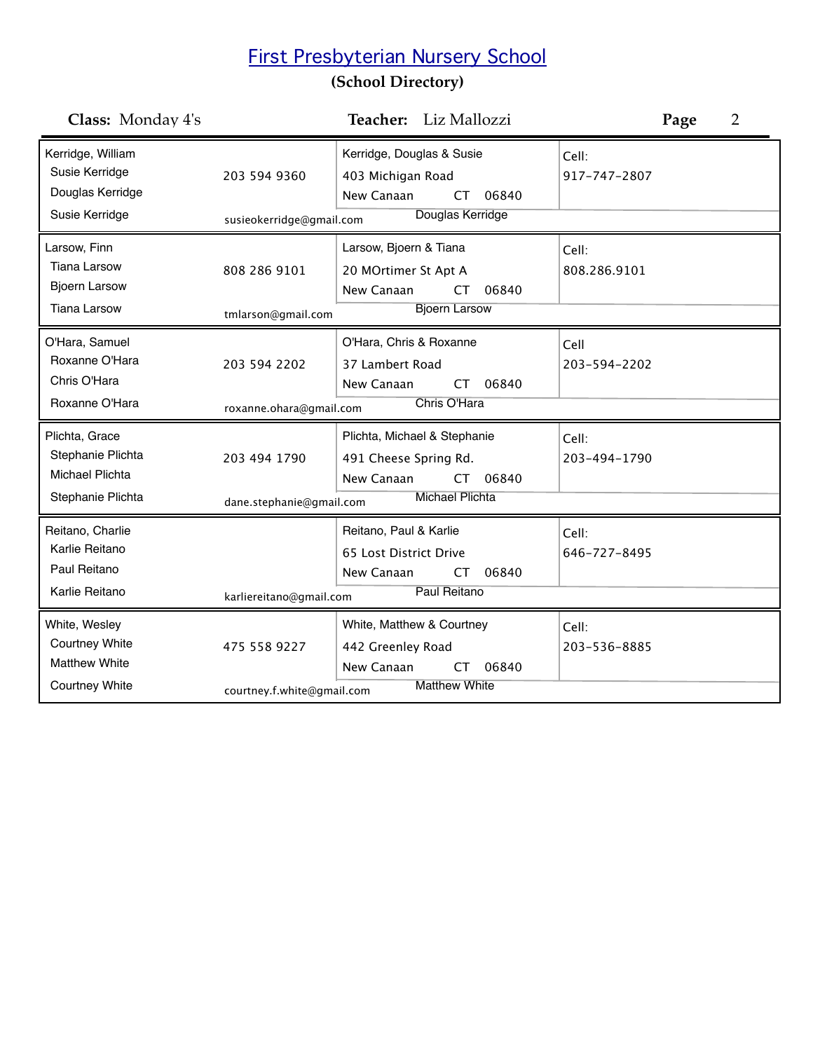# First Presbyterian Nursery School

**(School Directory)**

**Class:** Monday 4's **Teacher:** Liz Mallozzi **Page** 2

| | | | |
|---|---|---|---|
| Kerridge, William<br>Susie Kerridge<br>Douglas Kerridge<br>Susie Kerridge | 203 594 9360<br><br>susieokerridge@gmail.com | Kerridge, Douglas & Susie<br>403 Michigan Road<br>New Canaan CT 06840<br>Douglas Kerridge | Cell:<br>917-747-2807 |
| Larsow, Finn<br>Tiana Larsow<br>Bjoern Larsow<br>Tiana Larsow | 808 286 9101<br><br>tmlarson@gmail.com | Larsow, Bjoern & Tiana<br>20 MOrtimer St Apt A<br>New Canaan CT 06840<br>Bjoern Larsow | Cell:<br>808.286.9101 |
| O'Hara, Samuel<br>Roxanne O'Hara<br>Chris O'Hara<br>Roxanne O'Hara | 203 594 2202<br><br>roxanne.ohara@gmail.com | O'Hara, Chris & Roxanne<br>37 Lambert Road<br>New Canaan CT 06840<br>Chris O'Hara | Cell<br>203-594-2202 |
| Plichta, Grace<br>Stephanie Plichta<br>Michael Plichta<br>Stephanie Plichta | 203 494 1790<br><br>dane.stephanie@gmail.com | Plichta, Michael & Stephanie<br>491 Cheese Spring Rd.<br>New Canaan CT 06840<br>Michael Plichta | Cell:<br>203-494-1790 |
| Reitano, Charlie<br>Karlie Reitano<br>Paul Reitano<br>Karlie Reitano | <br><br>karliereitano@gmail.com | Reitano, Paul & Karlie<br>65 Lost District Drive<br>New Canaan CT 06840<br>Paul Reitano | Cell:<br>646-727-8495 |
| White, Wesley<br>Courtney White<br>Matthew White<br>Courtney White | 475 558 9227<br><br>courtney.f.white@gmail.com | White, Matthew & Courtney<br>442 Greenley Road<br>New Canaan CT 06840<br>Matthew White | Cell:<br>203-536-8885 |